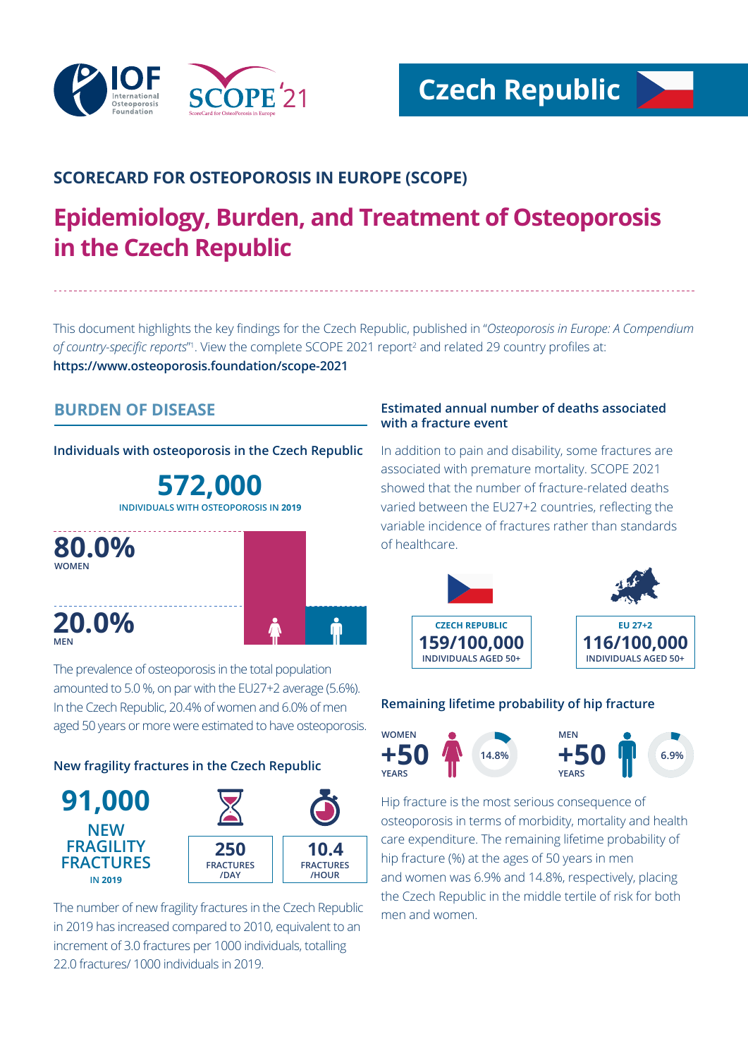# Czech Republic

## SCORECARD FOR OSTEOPOROSIS IN EUROPE (SCOPE)

# Epidemiology, Burden, and Treatment of Osteoporosis in the Czech Republic

This document highlights the key findings for the Czech Republic, published in "*Osteoporosis in Europe: A Compendium of country-specific reports*"[1]. View the complete SCOPE 2021 report[2] and related 29 country profiles at: **https://www.osteoporosis.foundation/scope-2021**

## BURDEN OF DISEASE

### Individuals with osteoporosis in the Czech Republic

**572,000**
INDIVIDUALS WITH OSTEOPOROSIS IN 2019

**80.0%** WOMEN

**20.0%** MEN

The prevalence of osteoporosis in the total population amounted to 5.0 %, on par with the EU27+2 average (5.6%). In the Czech Republic, 20.4% of women and 6.0% of men aged 50 years or more were estimated to have osteoporosis.

### New fragility fractures in the Czech Republic

**91,000**
NEW FRAGILITY FRACTURES IN 2019

**250** FRACTURES /DAY

**10.4** FRACTURES /HOUR

The number of new fragility fractures in the Czech Republic in 2019 has increased compared to 2010, equivalent to an increment of 3.0 fractures per 1000 individuals, totalling 22.0 fractures/ 1000 individuals in 2019.

### Estimated annual number of deaths associated with a fracture event

In addition to pain and disability, some fractures are associated with premature mortality. SCOPE 2021 showed that the number of fracture-related deaths varied between the EU27+2 countries, reflecting the variable incidence of fractures rather than standards of healthcare.

| CZECH REPUBLIC | EU 27+2 |
| --- | --- |
| **159/100,000** INDIVIDUALS AGED 50+ | **116/100,000** INDIVIDUALS AGED 50+ |

### Remaining lifetime probability of hip fracture

WOMEN +50 YEARS: 14.8%

MEN +50 YEARS: 6.9%

Hip fracture is the most serious consequence of osteoporosis in terms of morbidity, mortality and health care expenditure. The remaining lifetime probability of hip fracture (%) at the ages of 50 years in men and women was 6.9% and 14.8%, respectively, placing the Czech Republic in the middle tertile of risk for both men and women.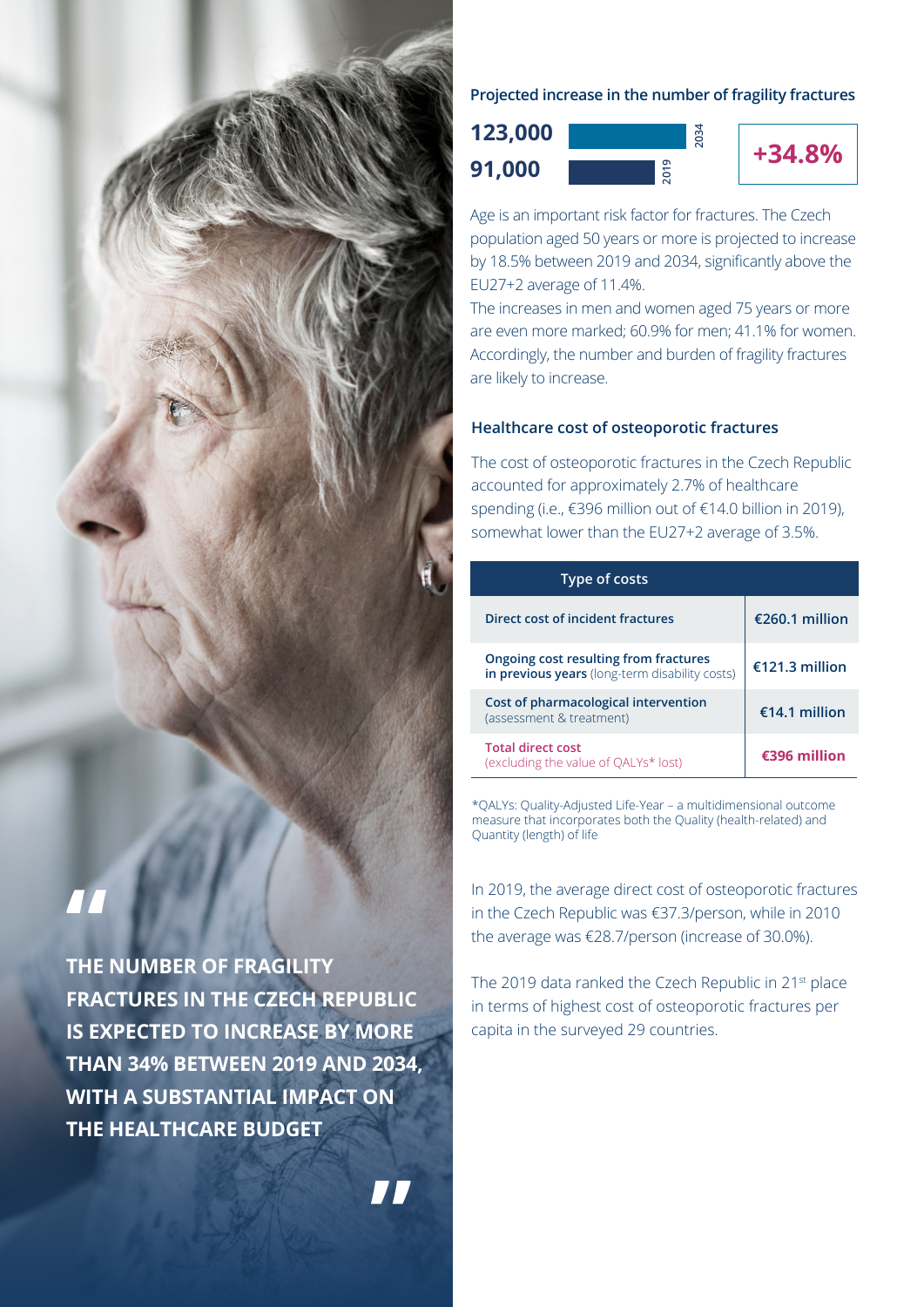> "THE NUMBER OF FRAGILITY FRACTURES IN THE CZECH REPUBLIC IS EXPECTED TO INCREASE BY MORE THAN 34% BETWEEN 2019 AND 2034, WITH A SUBSTANTIAL IMPACT ON THE HEALTHCARE BUDGET"

## Projected increase in the number of fragility fractures

| Year | Number |
|---|---|
| 2034 | 123,000 |
| 2019 | 91,000 |

**+34.8%**

Age is an important risk factor for fractures. The Czech population aged 50 years or more is projected to increase by 18.5% between 2019 and 2034, significantly above the EU27+2 average of 11.4%.

The increases in men and women aged 75 years or more are even more marked; 60.9% for men; 41.1% for women. Accordingly, the number and burden of fragility fractures are likely to increase.

## Healthcare cost of osteoporotic fractures

The cost of osteoporotic fractures in the Czech Republic accounted for approximately 2.7% of healthcare spending (i.e., €396 million out of €14.0 billion in 2019), somewhat lower than the EU27+2 average of 3.5%.

| Type of costs | |
|---|---|
| **Direct cost of incident fractures** | **€260.1 million** |
| **Ongoing cost resulting from fractures in previous years** (long-term disability costs) | **€121.3 million** |
| **Cost of pharmacological intervention** (assessment & treatment) | **€14.1 million** |
| **Total direct cost** (excluding the value of QALYs* lost) | **€396 million** |

*QALYs: Quality-Adjusted Life-Year – a multidimensional outcome measure that incorporates both the Quality (health-related) and Quantity (length) of life

In 2019, the average direct cost of osteoporotic fractures in the Czech Republic was €37.3/person, while in 2010 the average was €28.7/person (increase of 30.0%).

The 2019 data ranked the Czech Republic in 21st place in terms of highest cost of osteoporotic fractures per capita in the surveyed 29 countries.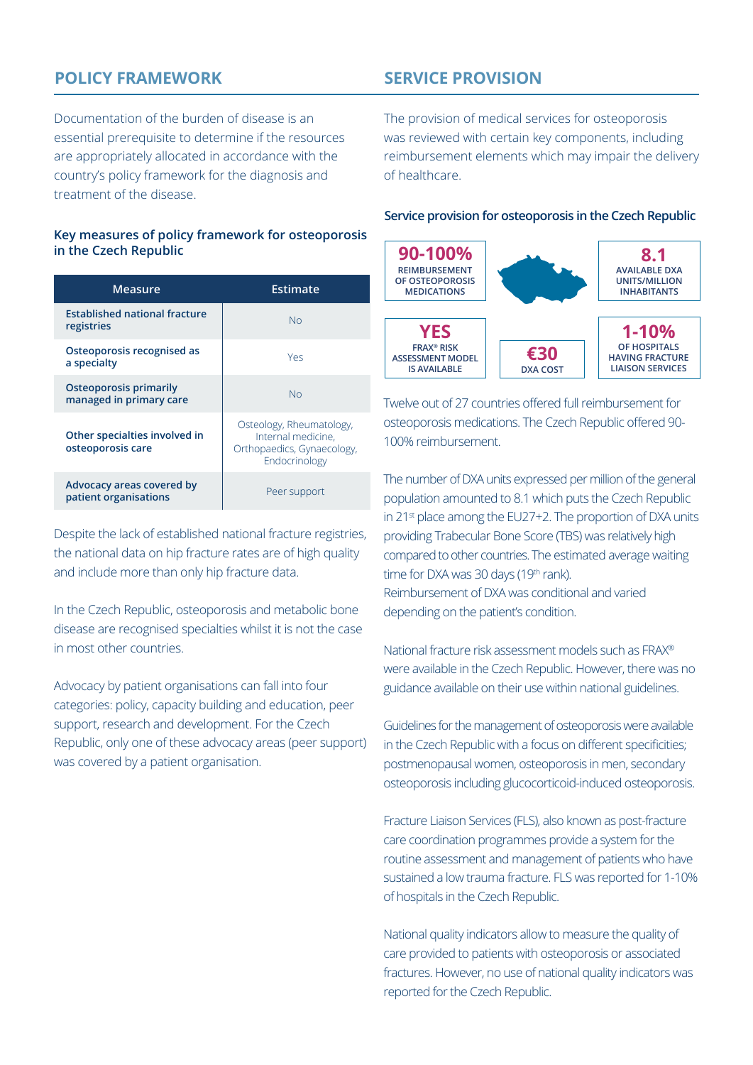## POLICY FRAMEWORK

Documentation of the burden of disease is an essential prerequisite to determine if the resources are appropriately allocated in accordance with the country's policy framework for the diagnosis and treatment of the disease.

### Key measures of policy framework for osteoporosis in the Czech Republic

| Measure | Estimate |
|---|---|
| Established national fracture registries | No |
| Osteoporosis recognised as a specialty | Yes |
| Osteoporosis primarily managed in primary care | No |
| Other specialties involved in osteoporosis care | Osteology, Rheumatology, Internal medicine, Orthopaedics, Gynaecology, Endocrinology |
| Advocacy areas covered by patient organisations | Peer support |

Despite the lack of established national fracture registries, the national data on hip fracture rates are of high quality and include more than only hip fracture data.

In the Czech Republic, osteoporosis and metabolic bone disease are recognised specialties whilst it is not the case in most other countries.

Advocacy by patient organisations can fall into four categories: policy, capacity building and education, peer support, research and development. For the Czech Republic, only one of these advocacy areas (peer support) was covered by a patient organisation.

## SERVICE PROVISION

The provision of medical services for osteoporosis was reviewed with certain key components, including reimbursement elements which may impair the delivery of healthcare.

### Service provision for osteoporosis in the Czech Republic

- **90-100%** REIMBURSEMENT OF OSTEOPOROSIS MEDICATIONS
- **8.1** AVAILABLE DXA UNITS/MILLION INHABITANTS
- **YES** FRAX® RISK ASSESSMENT MODEL IS AVAILABLE
- **€30** DXA COST
- **1-10%** OF HOSPITALS HAVING FRACTURE LIAISON SERVICES

Twelve out of 27 countries offered full reimbursement for osteoporosis medications. The Czech Republic offered 90-100% reimbursement.

The number of DXA units expressed per million of the general population amounted to 8.1 which puts the Czech Republic in 21st place among the EU27+2. The proportion of DXA units providing Trabecular Bone Score (TBS) was relatively high compared to other countries. The estimated average waiting time for DXA was 30 days (19th rank).
Reimbursement of DXA was conditional and varied depending on the patient's condition.

National fracture risk assessment models such as FRAX® were available in the Czech Republic. However, there was no guidance available on their use within national guidelines.

Guidelines for the management of osteoporosis were available in the Czech Republic with a focus on different specificities; postmenopausal women, osteoporosis in men, secondary osteoporosis including glucocorticoid-induced osteoporosis.

Fracture Liaison Services (FLS), also known as post-fracture care coordination programmes provide a system for the routine assessment and management of patients who have sustained a low trauma fracture. FLS was reported for 1-10% of hospitals in the Czech Republic.

National quality indicators allow to measure the quality of care provided to patients with osteoporosis or associated fractures. However, no use of national quality indicators was reported for the Czech Republic.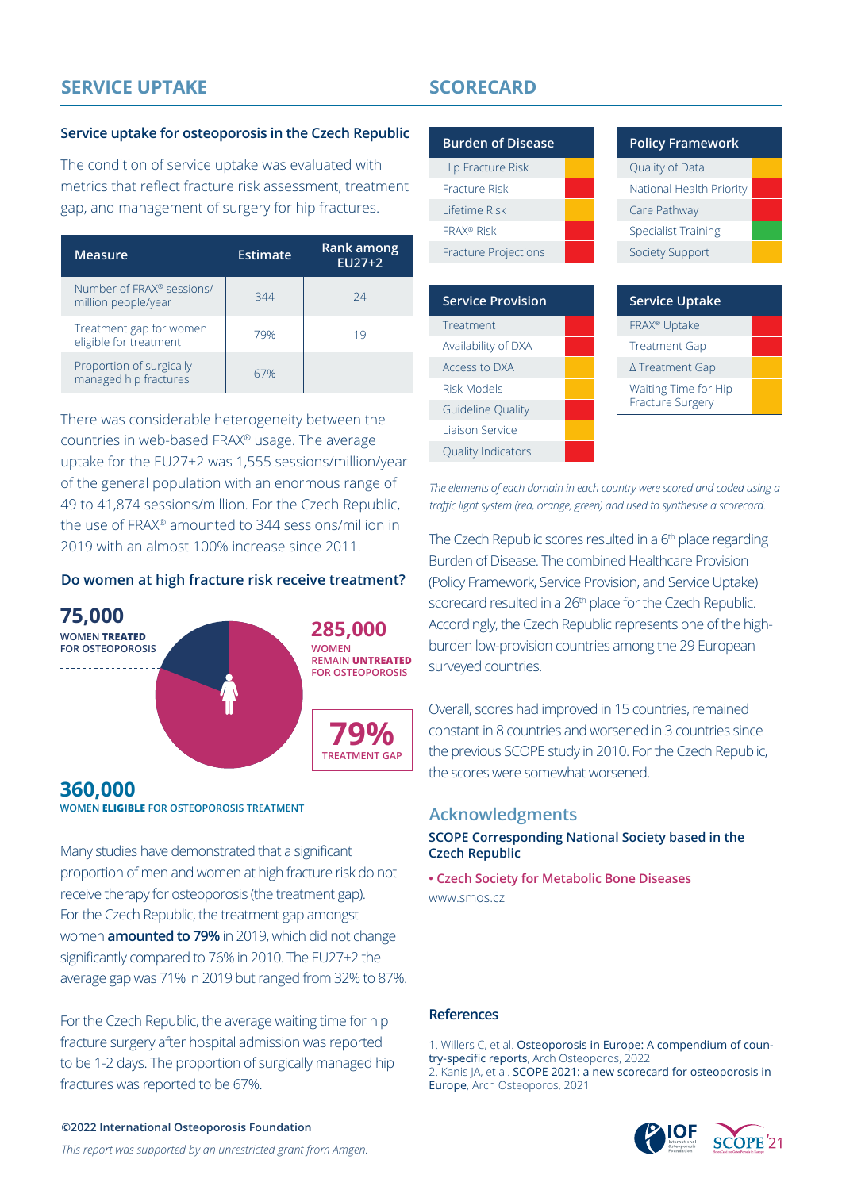## SERVICE UPTAKE

### Service uptake for osteoporosis in the Czech Republic

The condition of service uptake was evaluated with metrics that reflect fracture risk assessment, treatment gap, and management of surgery for hip fractures.

| Measure | Estimate | Rank among EU27+2 |
|---|---|---|
| Number of FRAX® sessions/ million people/year | 344 | 24 |
| Treatment gap for women eligible for treatment | 79% | 19 |
| Proportion of surgically managed hip fractures | 67% | |

There was considerable heterogeneity between the countries in web-based FRAX® usage. The average uptake for the EU27+2 was 1,555 sessions/million/year of the general population with an enormous range of 49 to 41,874 sessions/million. For the Czech Republic, the use of FRAX® amounted to 344 sessions/million in 2019 with an almost 100% increase since 2011.

### Do women at high fracture risk receive treatment?

75,000
WOMEN **TREATED** FOR OSTEOPOROSIS

285,000
WOMEN REMAIN **UNTREATED** FOR OSTEOPOROSIS

79%
TREATMENT GAP

360,000
WOMEN **ELIGIBLE** FOR OSTEOPOROSIS TREATMENT

Many studies have demonstrated that a significant proportion of men and women at high fracture risk do not receive therapy for osteoporosis (the treatment gap). For the Czech Republic, the treatment gap amongst women **amounted to 79%** in 2019, which did not change significantly compared to 76% in 2010. The EU27+2 the average gap was 71% in 2019 but ranged from 32% to 87%.

For the Czech Republic, the average waiting time for hip fracture surgery after hospital admission was reported to be 1-2 days. The proportion of surgically managed hip fractures was reported to be 67%.

## SCORECARD

| Burden of Disease | |
|---|---|
| Hip Fracture Risk | orange |
| Fracture Risk | red |
| Lifetime Risk | orange |
| FRAX® Risk | red |
| Fracture Projections | red |

| Policy Framework | |
|---|---|
| Quality of Data | orange |
| National Health Priority | red |
| Care Pathway | red |
| Specialist Training | green |
| Society Support | orange |

| Service Provision | |
|---|---|
| Treatment | red |
| Availability of DXA | red |
| Access to DXA | orange |
| Risk Models | orange |
| Guideline Quality | red |
| Liaison Service | orange |
| Quality Indicators | red |

| Service Uptake | |
|---|---|
| FRAX® Uptake | red |
| Treatment Gap | red |
| Δ Treatment Gap | orange |
| Waiting Time for Hip Fracture Surgery | orange |

*The elements of each domain in each country were scored and coded using a traffic light system (red, orange, green) and used to synthesise a scorecard.*

The Czech Republic scores resulted in a 6th place regarding Burden of Disease. The combined Healthcare Provision (Policy Framework, Service Provision, and Service Uptake) scorecard resulted in a 26th place for the Czech Republic. Accordingly, the Czech Republic represents one of the high-burden low-provision countries among the 29 European surveyed countries.

Overall, scores had improved in 15 countries, remained constant in 8 countries and worsened in 3 countries since the previous SCOPE study in 2010. For the Czech Republic, the scores were somewhat worsened.

## Acknowledgments

**SCOPE Corresponding National Society based in the Czech Republic**

- **Czech Society for Metabolic Bone Diseases**
www.smos.cz

### References

1. Willers C, et al. Osteoporosis in Europe: A compendium of country-specific reports, Arch Osteoporos, 2022
2. Kanis JA, et al. SCOPE 2021: a new scorecard for osteoporosis in Europe, Arch Osteoporos, 2021

**©2022 International Osteoporosis Foundation**

*This report was supported by an unrestricted grant from Amgen.*